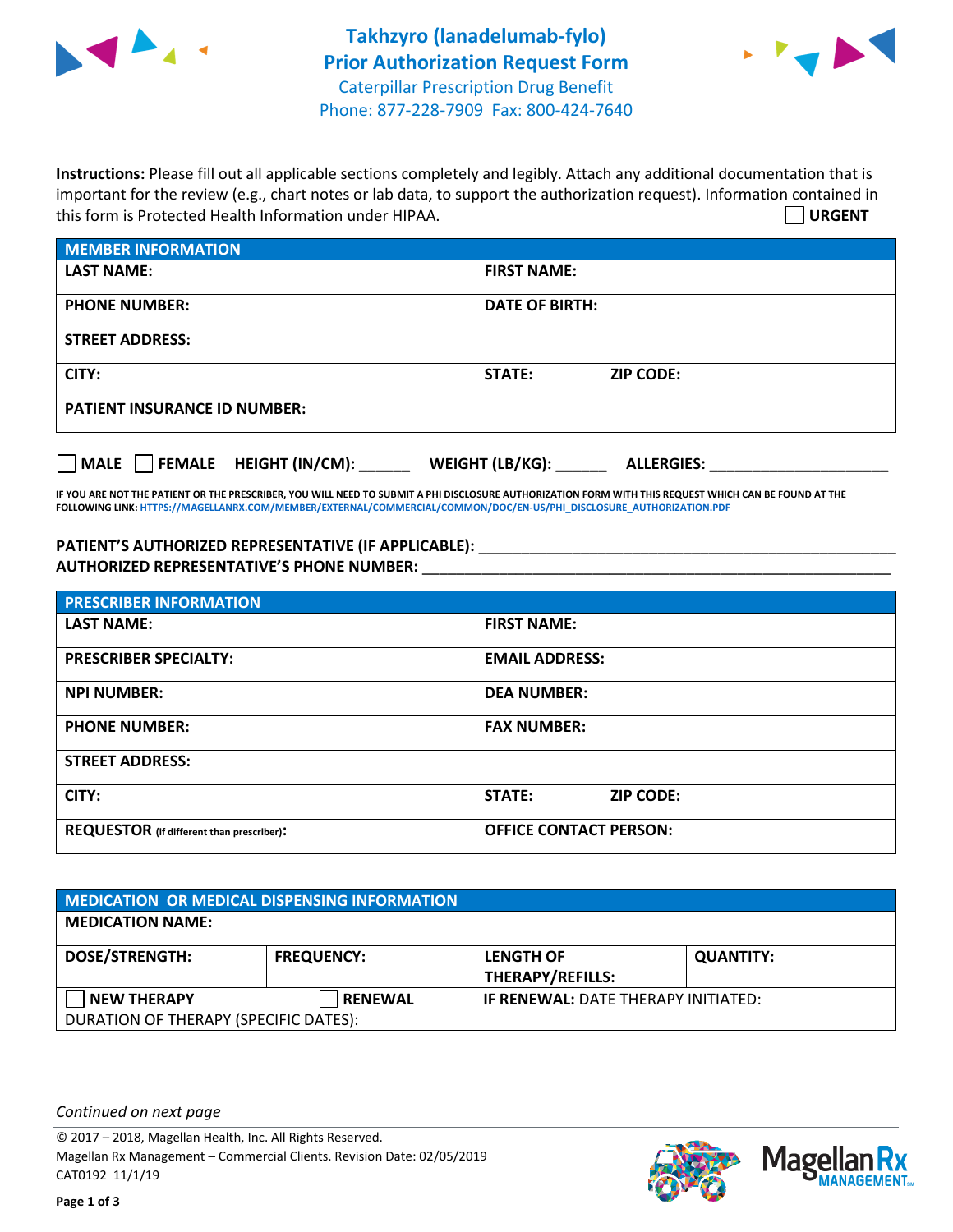# Takhzyro (lanadelumab-fylo) Prior Authorization Request Form

Caterpillar Prescription Drug Benefit
Phone: 877-228-7909 Fax: 800-424-7640

**Instructions:** Please fill out all applicable sections completely and legibly. Attach any additional documentation that is important for the review (e.g., chart notes or lab data, to support the authorization request). Information contained in this form is Protected Health Information under HIPAA.

☐ **URGENT**

| MEMBER INFORMATION | | |
|---|---|---|
| **LAST NAME:** | **FIRST NAME:** | |
| **PHONE NUMBER:** | **DATE OF BIRTH:** | |
| **STREET ADDRESS:** | | |
| **CITY:** | **STATE:** | **ZIP CODE:** |
| **PATIENT INSURANCE ID NUMBER:** | | |

☐ **MALE** ☐ **FEMALE** **HEIGHT (IN/CM):** ______ **WEIGHT (LB/KG):** ______ **ALLERGIES:** ____________________

**IF YOU ARE NOT THE PATIENT OR THE PRESCRIBER, YOU WILL NEED TO SUBMIT A PHI DISCLOSURE AUTHORIZATION FORM WITH THIS REQUEST WHICH CAN BE FOUND AT THE FOLLOWING LINK: HTTPS://MAGELLANRX.COM/MEMBER/EXTERNAL/COMMERCIAL/COMMON/DOC/EN-US/PHI_DISCLOSURE_AUTHORIZATION.PDF**

**PATIENT'S AUTHORIZED REPRESENTATIVE (IF APPLICABLE):** ____________________________________________

**AUTHORIZED REPRESENTATIVE'S PHONE NUMBER:** ____________________________________________

| PRESCRIBER INFORMATION | | |
|---|---|---|
| **LAST NAME:** | **FIRST NAME:** | |
| **PRESCRIBER SPECIALTY:** | **EMAIL ADDRESS:** | |
| **NPI NUMBER:** | **DEA NUMBER:** | |
| **PHONE NUMBER:** | **FAX NUMBER:** | |
| **STREET ADDRESS:** | | |
| **CITY:** | **STATE:** | **ZIP CODE:** |
| **REQUESTOR** (if different than prescriber)**:** | **OFFICE CONTACT PERSON:** | |

| MEDICATION OR MEDICAL DISPENSING INFORMATION | | | |
|---|---|---|---|
| **MEDICATION NAME:** | | | |
| **DOSE/STRENGTH:** | **FREQUENCY:** | **LENGTH OF THERAPY/REFILLS:** | **QUANTITY:** |
| ☐ **NEW THERAPY** | ☐ **RENEWAL** | **IF RENEWAL:** DATE THERAPY INITIATED: | |
| DURATION OF THERAPY (SPECIFIC DATES): | | | |

*Continued on next page*

© 2017 – 2018, Magellan Health, Inc. All Rights Reserved.
Magellan Rx Management – Commercial Clients. Revision Date: 02/05/2019
CAT0192 11/1/19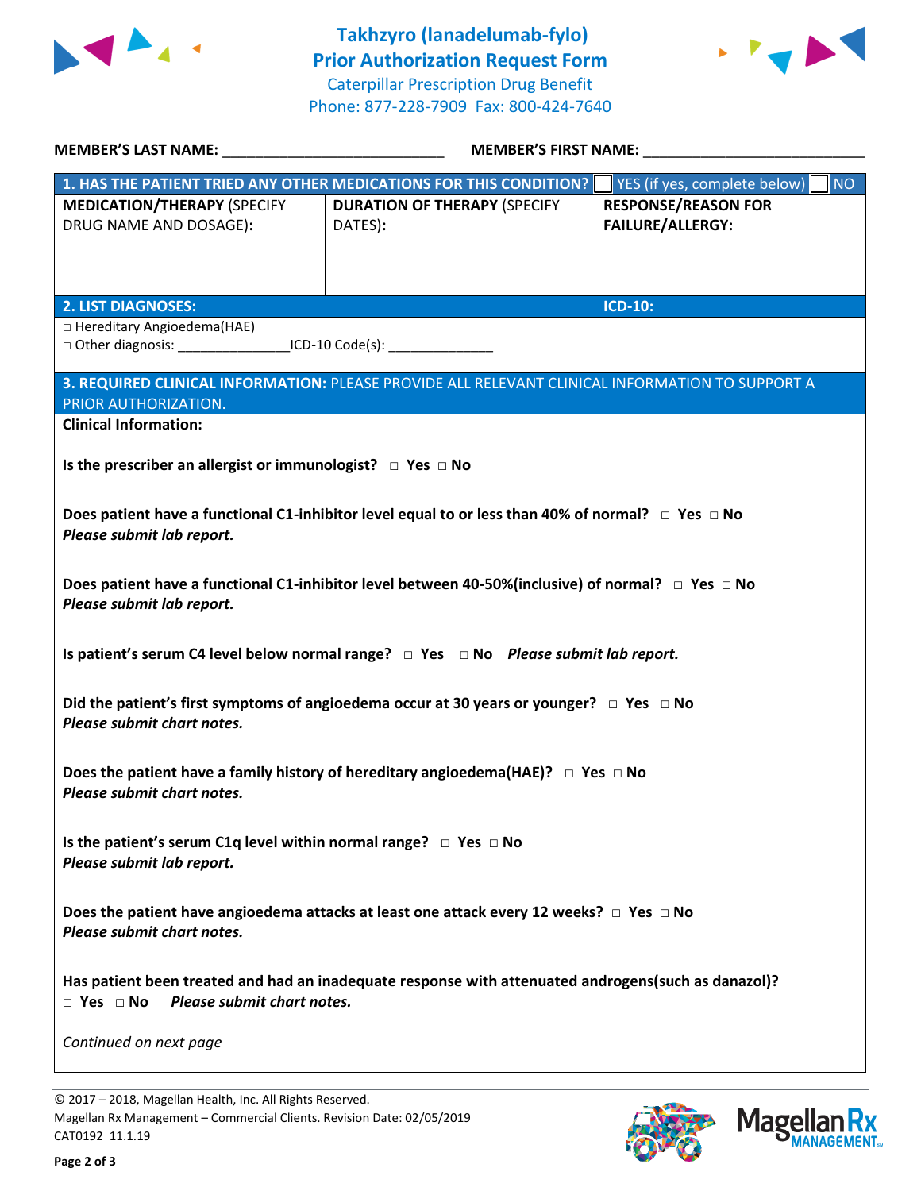# Takhzyro (lanadelumab-fylo)
## Prior Authorization Request Form

Caterpillar Prescription Drug Benefit
Phone: 877-228-7909 Fax: 800-424-7640

**MEMBER'S LAST NAME:** ___________________________ **MEMBER'S FIRST NAME:** ___________________________

| **1. HAS THE PATIENT TRIED ANY OTHER MEDICATIONS FOR THIS CONDITION?** | | ☐ YES (if yes, complete below) ☐ NO |
|---|---|---|
| **MEDICATION/THERAPY** (SPECIFY DRUG NAME AND DOSAGE): | **DURATION OF THERAPY** (SPECIFY DATES): | **RESPONSE/REASON FOR FAILURE/ALLERGY:** |
| | | |

| **2. LIST DIAGNOSES:** | **ICD-10:** |
|---|---|
| □ Hereditary Angioedema(HAE)<br>□ Other diagnosis: _______________ICD-10 Code(s): ______________ | |

**3. REQUIRED CLINICAL INFORMATION:** PLEASE PROVIDE ALL RELEVANT CLINICAL INFORMATION TO SUPPORT A PRIOR AUTHORIZATION.

**Clinical Information:**

**Is the prescriber an allergist or immunologist?** □ **Yes** □ **No**

**Does patient have a functional C1-inhibitor level equal to or less than 40% of normal?** □ **Yes** □ **No**
***Please submit lab report.***

**Does patient have a functional C1-inhibitor level between 40-50%(inclusive) of normal?** □ **Yes** □ **No**
***Please submit lab report.***

**Is patient's serum C4 level below normal range?** □ **Yes** □ **No** ***Please submit lab report.***

**Did the patient's first symptoms of angioedema occur at 30 years or younger?** □ **Yes** □ **No**
***Please submit chart notes.***

**Does the patient have a family history of hereditary angioedema(HAE)?** □ **Yes** □ **No**
***Please submit chart notes.***

**Is the patient's serum C1q level within normal range?** □ **Yes** □ **No**
***Please submit lab report.***

**Does the patient have angioedema attacks at least one attack every 12 weeks?** □ **Yes** □ **No**
***Please submit chart notes.***

**Has patient been treated and had an inadequate response with attenuated androgens(such as danazol)?**
□ **Yes** □ **No** ***Please submit chart notes.***

*Continued on next page*

© 2017 – 2018, Magellan Health, Inc. All Rights Reserved.
Magellan Rx Management – Commercial Clients. Revision Date: 02/05/2019
CAT0192 11.1.19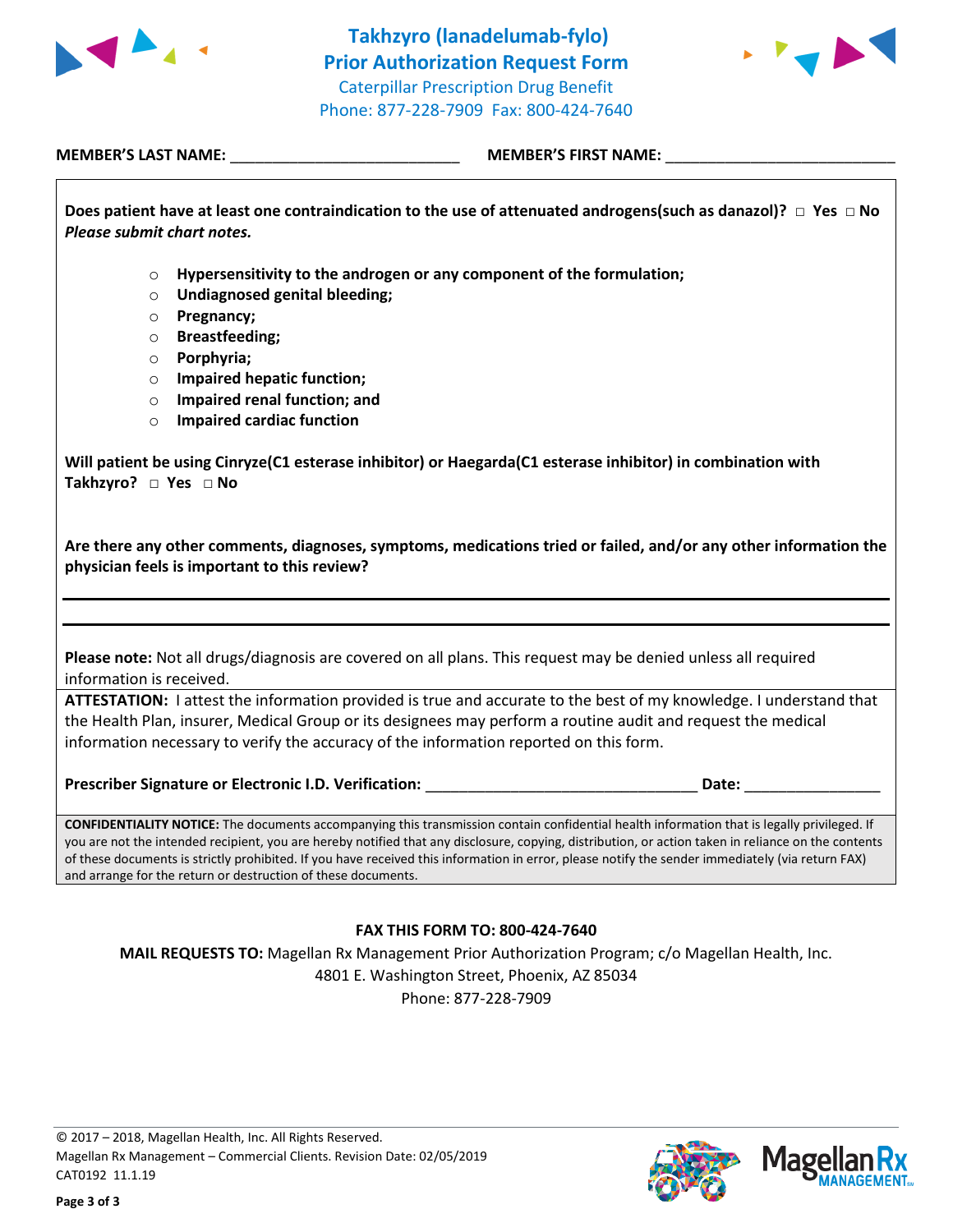# Takhzyro (lanadelumab-fylo)
## Prior Authorization Request Form

Caterpillar Prescription Drug Benefit
Phone: 877-228-7909  Fax: 800-424-7640

**MEMBER'S LAST NAME:** ___________________________ **MEMBER'S FIRST NAME:** ___________________________

**Does patient have at least one contraindication to the use of attenuated androgens(such as danazol)?** □ **Yes** □ **No**
***Please submit chart notes.***

- **Hypersensitivity to the androgen or any component of the formulation;**
- **Undiagnosed genital bleeding;**
- **Pregnancy;**
- **Breastfeeding;**
- **Porphyria;**
- **Impaired hepatic function;**
- **Impaired renal function; and**
- **Impaired cardiac function**

**Will patient be using Cinryze(C1 esterase inhibitor) or Haegarda(C1 esterase inhibitor) in combination with Takhzyro?** □ **Yes** □ **No**

**Are there any other comments, diagnoses, symptoms, medications tried or failed, and/or any other information the physician feels is important to this review?**

---

---

**Please note:** Not all drugs/diagnosis are covered on all plans. This request may be denied unless all required information is received.

**ATTESTATION:** I attest the information provided is true and accurate to the best of my knowledge. I understand that the Health Plan, insurer, Medical Group or its designees may perform a routine audit and request the medical information necessary to verify the accuracy of the information reported on this form.

**Prescriber Signature or Electronic I.D. Verification:** ________________________________ **Date:** _______________

**CONFIDENTIALITY NOTICE:** The documents accompanying this transmission contain confidential health information that is legally privileged. If you are not the intended recipient, you are hereby notified that any disclosure, copying, distribution, or action taken in reliance on the contents of these documents is strictly prohibited. If you have received this information in error, please notify the sender immediately (via return FAX) and arrange for the return or destruction of these documents.

**FAX THIS FORM TO: 800-424-7640**

**MAIL REQUESTS TO:** Magellan Rx Management Prior Authorization Program; c/o Magellan Health, Inc.
4801 E. Washington Street, Phoenix, AZ 85034
Phone: 877-228-7909

© 2017 – 2018, Magellan Health, Inc. All Rights Reserved.
Magellan Rx Management – Commercial Clients. Revision Date: 02/05/2019
CAT0192 11.1.19